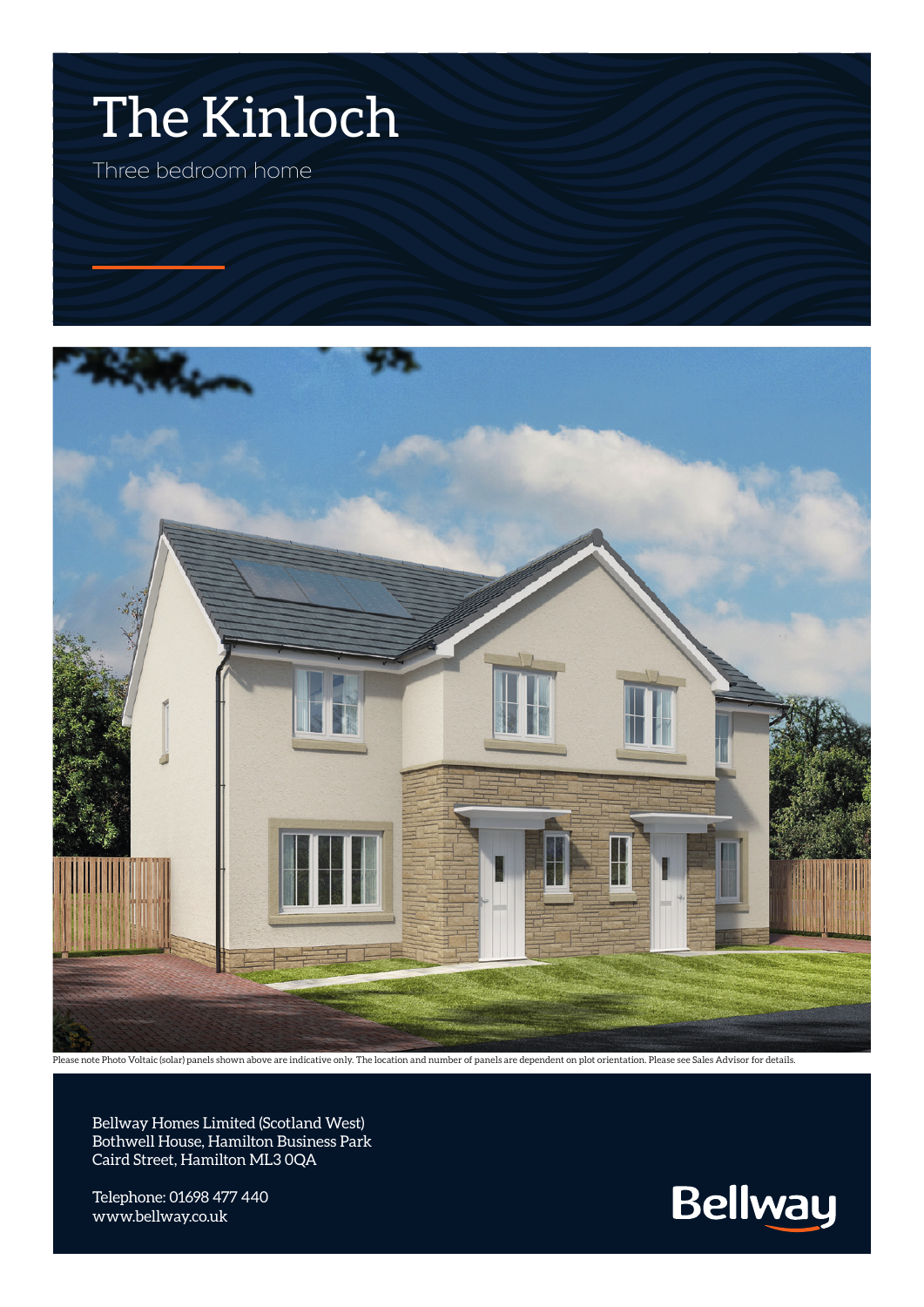# The Kinloch

Three bedroom home

Please note Photo Voltaic (solar) panels shown above are indicative only. The location and number of panels are dependent on plot orientation. Please see Sales Advisor for details.

Bellway Homes Limited (Scotland West)
Bothwell House, Hamilton Business Park
Caird Street, Hamilton ML3 0QA

Telephone: 01698 477 440
www.bellway.co.uk

Bellway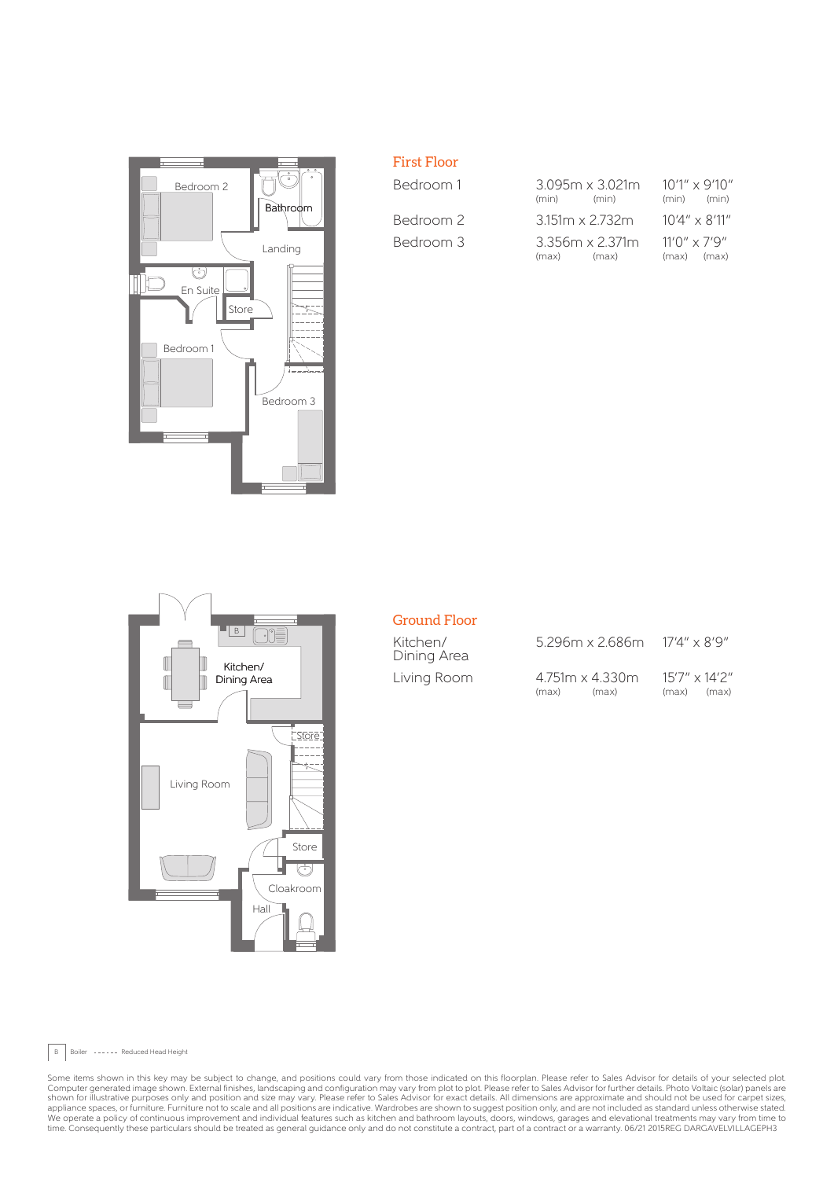## First Floor

| | | |
|---|---|---|
| Bedroom 1 | 3.095m x 3.021m (min) (min) | 10'1" x 9'10" (min) (min) |
| Bedroom 2 | 3.151m x 2.732m | 10'4" x 8'11" |
| Bedroom 3 | 3.356m x 2.371m (max) (max) | 11'0" x 7'9" (max) (max) |

## Ground Floor

| | | |
|---|---|---|
| Kitchen/ Dining Area | 5.296m x 2.686m | 17'4" x 8'9" |
| Living Room | 4.751m x 4.330m (max) (max) | 15'7" x 14'2" (max) (max) |

B Boiler ------ Reduced Head Height

Some items shown in this key may be subject to change, and positions could vary from those indicated on this floorplan. Please refer to Sales Advisor for details of your selected plot. Computer generated image shown. External finishes, landscaping and configuration may vary from plot to plot. Please refer to Sales Advisor for further details. Photo Voltaic (solar) panels are shown for illustrative purposes only and position and size may vary. Please refer to Sales Advisor for exact details. All dimensions are approximate and should not be used for carpet sizes, appliance spaces, or furniture. Furniture not to scale and all positions are indicative. Wardrobes are shown to suggest position only, and are not included as standard unless otherwise stated. We operate a policy of continuous improvement and individual features such as kitchen and bathroom layouts, doors, windows, garages and elevational treatments may vary from time to time. Consequently these particulars should be treated as general guidance only and do not constitute a contract, part of a contract or a warranty. 06/21 2015REG DARGAVELVILLAGEPH3